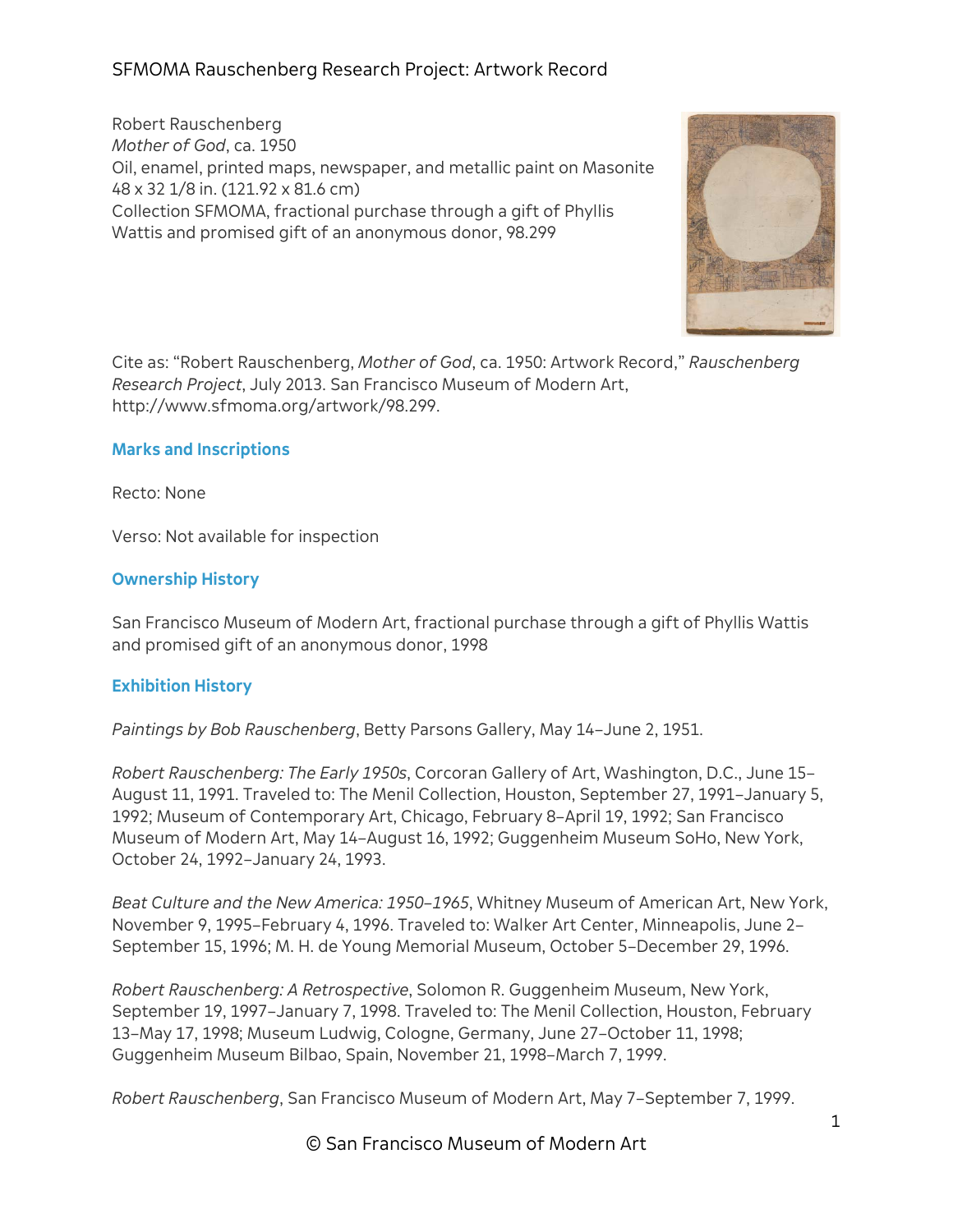Robert Rauschenberg
*Mother of God*, ca. 1950
Oil, enamel, printed maps, newspaper, and metallic paint on Masonite
48 x 32 1/8 in. (121.92 x 81.6 cm)
Collection SFMOMA, fractional purchase through a gift of Phyllis Wattis and promised gift of an anonymous donor, 98.299

Cite as: "Robert Rauschenberg, *Mother of God*, ca. 1950: Artwork Record," *Rauschenberg Research Project*, July 2013. San Francisco Museum of Modern Art, http://www.sfmoma.org/artwork/98.299.

## Marks and Inscriptions

Recto: None

Verso: Not available for inspection

## Ownership History

San Francisco Museum of Modern Art, fractional purchase through a gift of Phyllis Wattis and promised gift of an anonymous donor, 1998

## Exhibition History

*Paintings by Bob Rauschenberg*, Betty Parsons Gallery, May 14–June 2, 1951.

*Robert Rauschenberg: The Early 1950s*, Corcoran Gallery of Art, Washington, D.C., June 15–August 11, 1991. Traveled to: The Menil Collection, Houston, September 27, 1991–January 5, 1992; Museum of Contemporary Art, Chicago, February 8–April 19, 1992; San Francisco Museum of Modern Art, May 14–August 16, 1992; Guggenheim Museum SoHo, New York, October 24, 1992–January 24, 1993.

*Beat Culture and the New America: 1950–1965*, Whitney Museum of American Art, New York, November 9, 1995–February 4, 1996. Traveled to: Walker Art Center, Minneapolis, June 2–September 15, 1996; M. H. de Young Memorial Museum, October 5–December 29, 1996.

*Robert Rauschenberg: A Retrospective*, Solomon R. Guggenheim Museum, New York, September 19, 1997–January 7, 1998. Traveled to: The Menil Collection, Houston, February 13–May 17, 1998; Museum Ludwig, Cologne, Germany, June 27–October 11, 1998; Guggenheim Museum Bilbao, Spain, November 21, 1998–March 7, 1999.

*Robert Rauschenberg*, San Francisco Museum of Modern Art, May 7–September 7, 1999.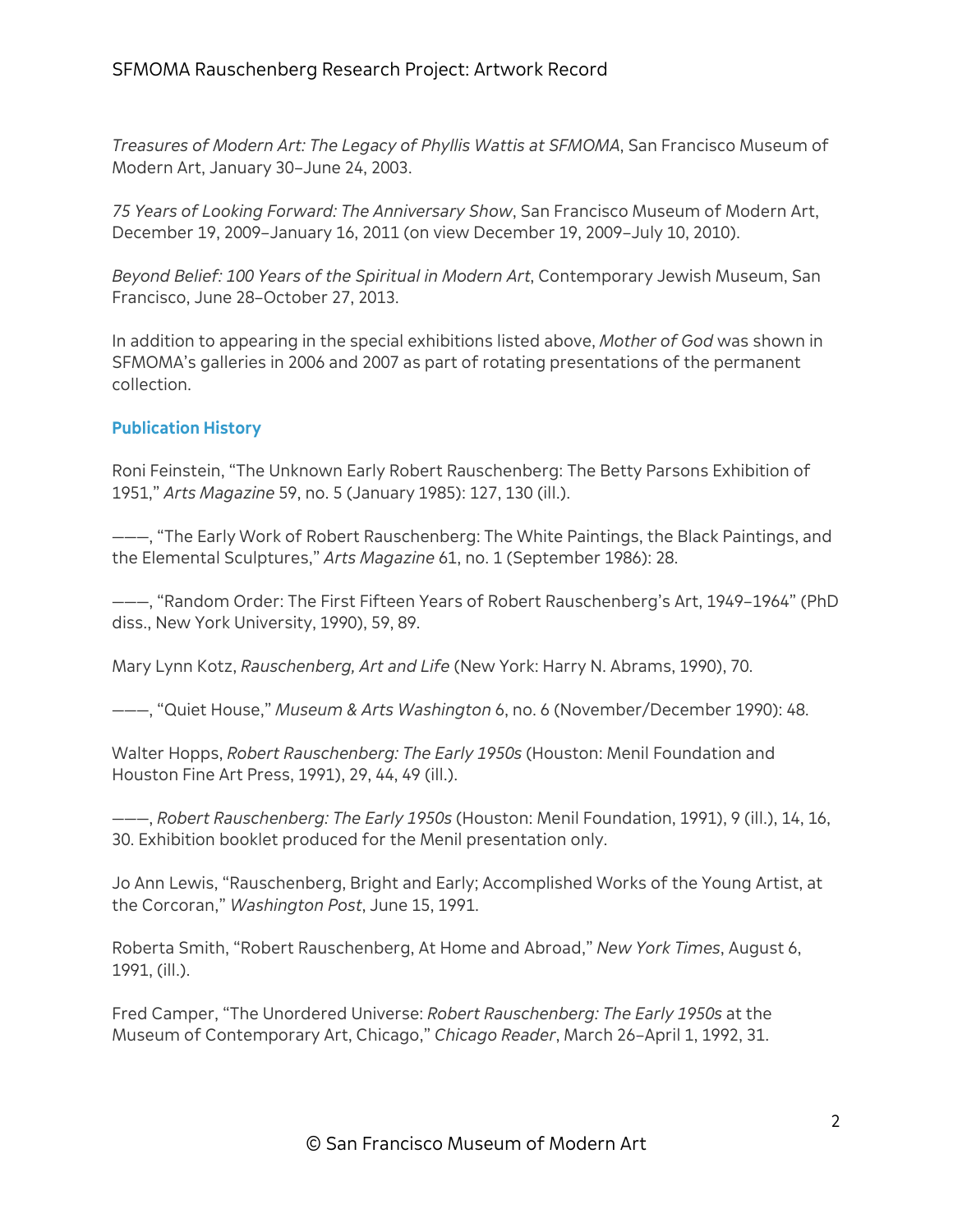*Treasures of Modern Art: The Legacy of Phyllis Wattis at SFMOMA*, San Francisco Museum of Modern Art, January 30–June 24, 2003.

*75 Years of Looking Forward: The Anniversary Show*, San Francisco Museum of Modern Art, December 19, 2009–January 16, 2011 (on view December 19, 2009–July 10, 2010).

*Beyond Belief: 100 Years of the Spiritual in Modern Art*, Contemporary Jewish Museum, San Francisco, June 28–October 27, 2013.

In addition to appearing in the special exhibitions listed above, *Mother of God* was shown in SFMOMA's galleries in 2006 and 2007 as part of rotating presentations of the permanent collection.

### Publication History

Roni Feinstein, "The Unknown Early Robert Rauschenberg: The Betty Parsons Exhibition of 1951," *Arts Magazine* 59, no. 5 (January 1985): 127, 130 (ill.).

———, "The Early Work of Robert Rauschenberg: The White Paintings, the Black Paintings, and the Elemental Sculptures," *Arts Magazine* 61, no. 1 (September 1986): 28.

———, "Random Order: The First Fifteen Years of Robert Rauschenberg's Art, 1949–1964" (PhD diss., New York University, 1990), 59, 89.

Mary Lynn Kotz, *Rauschenberg, Art and Life* (New York: Harry N. Abrams, 1990), 70.

———, "Quiet House," *Museum & Arts Washington* 6, no. 6 (November/December 1990): 48.

Walter Hopps, *Robert Rauschenberg: The Early 1950s* (Houston: Menil Foundation and Houston Fine Art Press, 1991), 29, 44, 49 (ill.).

———, *Robert Rauschenberg: The Early 1950s* (Houston: Menil Foundation, 1991), 9 (ill.), 14, 16, 30. Exhibition booklet produced for the Menil presentation only.

Jo Ann Lewis, "Rauschenberg, Bright and Early; Accomplished Works of the Young Artist, at the Corcoran," *Washington Post*, June 15, 1991.

Roberta Smith, "Robert Rauschenberg, At Home and Abroad," *New York Times*, August 6, 1991, (ill.).

Fred Camper, "The Unordered Universe: *Robert Rauschenberg: The Early 1950s* at the Museum of Contemporary Art, Chicago," *Chicago Reader*, March 26–April 1, 1992, 31.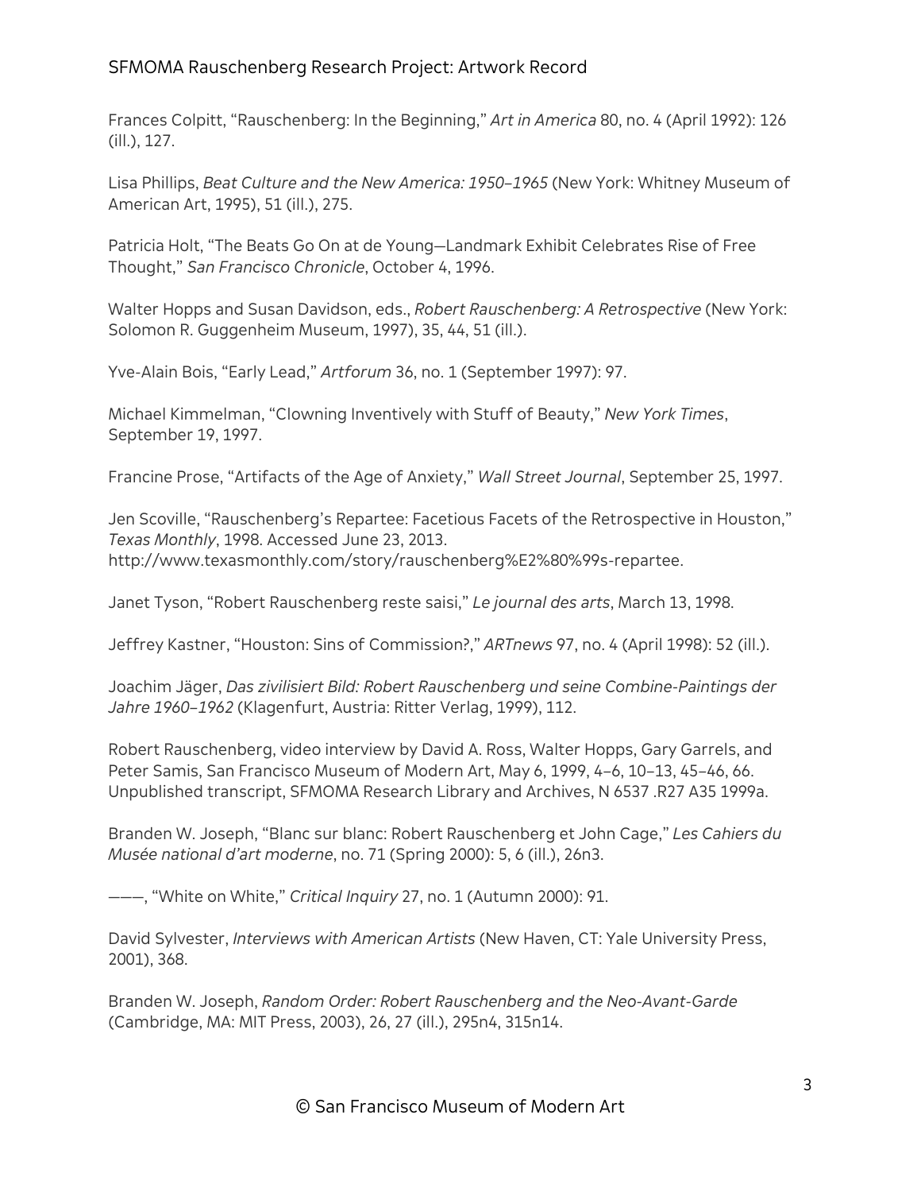Frances Colpitt, “Rauschenberg: In the Beginning,” *Art in America* 80, no. 4 (April 1992): 126 (ill.), 127.

Lisa Phillips, *Beat Culture and the New America: 1950–1965* (New York: Whitney Museum of American Art, 1995), 51 (ill.), 275.

Patricia Holt, “The Beats Go On at de Young—Landmark Exhibit Celebrates Rise of Free Thought,” *San Francisco Chronicle*, October 4, 1996.

Walter Hopps and Susan Davidson, eds., *Robert Rauschenberg: A Retrospective* (New York: Solomon R. Guggenheim Museum, 1997), 35, 44, 51 (ill.).

Yve-Alain Bois, “Early Lead,” *Artforum* 36, no. 1 (September 1997): 97.

Michael Kimmelman, “Clowning Inventively with Stuff of Beauty,” *New York Times*, September 19, 1997.

Francine Prose, “Artifacts of the Age of Anxiety,” *Wall Street Journal*, September 25, 1997.

Jen Scoville, “Rauschenberg’s Repartee: Facetious Facets of the Retrospective in Houston,” *Texas Monthly*, 1998. Accessed June 23, 2013. http://www.texasmonthly.com/story/rauschenberg%E2%80%99s-repartee.

Janet Tyson, “Robert Rauschenberg reste saisi,” *Le journal des arts*, March 13, 1998.

Jeffrey Kastner, “Houston: Sins of Commission?,” *ARTnews* 97, no. 4 (April 1998): 52 (ill.).

Joachim Jäger, *Das zivilisiert Bild: Robert Rauschenberg und seine Combine-Paintings der Jahre 1960–1962* (Klagenfurt, Austria: Ritter Verlag, 1999), 112.

Robert Rauschenberg, video interview by David A. Ross, Walter Hopps, Gary Garrels, and Peter Samis, San Francisco Museum of Modern Art, May 6, 1999, 4–6, 10–13, 45–46, 66. Unpublished transcript, SFMOMA Research Library and Archives, N 6537 .R27 A35 1999a.

Branden W. Joseph, “Blanc sur blanc: Robert Rauschenberg et John Cage,” *Les Cahiers du Musée national d’art moderne*, no. 71 (Spring 2000): 5, 6 (ill.), 26n3.

———, “White on White,” *Critical Inquiry* 27, no. 1 (Autumn 2000): 91.

David Sylvester, *Interviews with American Artists* (New Haven, CT: Yale University Press, 2001), 368.

Branden W. Joseph, *Random Order: Robert Rauschenberg and the Neo-Avant-Garde* (Cambridge, MA: MIT Press, 2003), 26, 27 (ill.), 295n4, 315n14.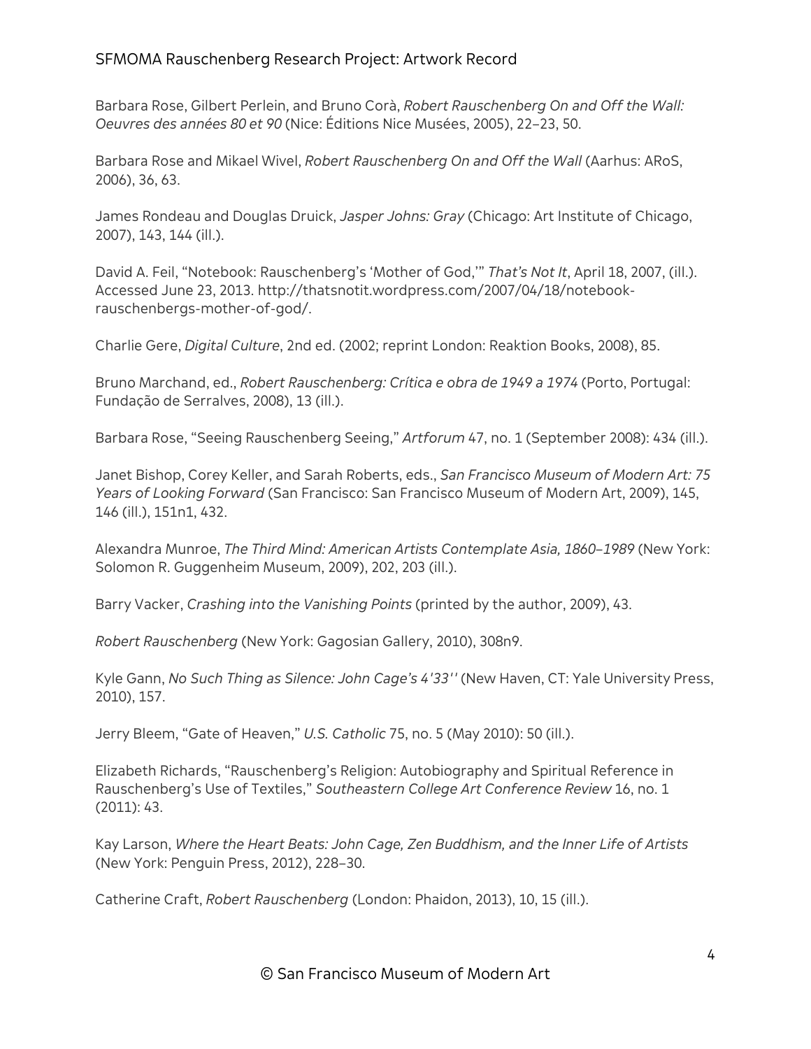Barbara Rose, Gilbert Perlein, and Bruno Corà, *Robert Rauschenberg On and Off the Wall: Oeuvres des années 80 et 90* (Nice: Éditions Nice Musées, 2005), 22–23, 50.

Barbara Rose and Mikael Wivel, *Robert Rauschenberg On and Off the Wall* (Aarhus: ARoS, 2006), 36, 63.

James Rondeau and Douglas Druick, *Jasper Johns: Gray* (Chicago: Art Institute of Chicago, 2007), 143, 144 (ill.).

David A. Feil, "Notebook: Rauschenberg's 'Mother of God,'" *That's Not It*, April 18, 2007, (ill.). Accessed June 23, 2013. http://thatsnotit.wordpress.com/2007/04/18/notebook-rauschenbergs-mother-of-god/.

Charlie Gere, *Digital Culture*, 2nd ed. (2002; reprint London: Reaktion Books, 2008), 85.

Bruno Marchand, ed., *Robert Rauschenberg: Crítica e obra de 1949 a 1974* (Porto, Portugal: Fundação de Serralves, 2008), 13 (ill.).

Barbara Rose, "Seeing Rauschenberg Seeing," *Artforum* 47, no. 1 (September 2008): 434 (ill.).

Janet Bishop, Corey Keller, and Sarah Roberts, eds., *San Francisco Museum of Modern Art: 75 Years of Looking Forward* (San Francisco: San Francisco Museum of Modern Art, 2009), 145, 146 (ill.), 151n1, 432.

Alexandra Munroe, *The Third Mind: American Artists Contemplate Asia, 1860–1989* (New York: Solomon R. Guggenheim Museum, 2009), 202, 203 (ill.).

Barry Vacker, *Crashing into the Vanishing Points* (printed by the author, 2009), 43.

*Robert Rauschenberg* (New York: Gagosian Gallery, 2010), 308n9.

Kyle Gann, *No Such Thing as Silence: John Cage's 4'33''* (New Haven, CT: Yale University Press, 2010), 157.

Jerry Bleem, "Gate of Heaven," *U.S. Catholic* 75, no. 5 (May 2010): 50 (ill.).

Elizabeth Richards, "Rauschenberg's Religion: Autobiography and Spiritual Reference in Rauschenberg's Use of Textiles," *Southeastern College Art Conference Review* 16, no. 1 (2011): 43.

Kay Larson, *Where the Heart Beats: John Cage, Zen Buddhism, and the Inner Life of Artists* (New York: Penguin Press, 2012), 228–30.

Catherine Craft, *Robert Rauschenberg* (London: Phaidon, 2013), 10, 15 (ill.).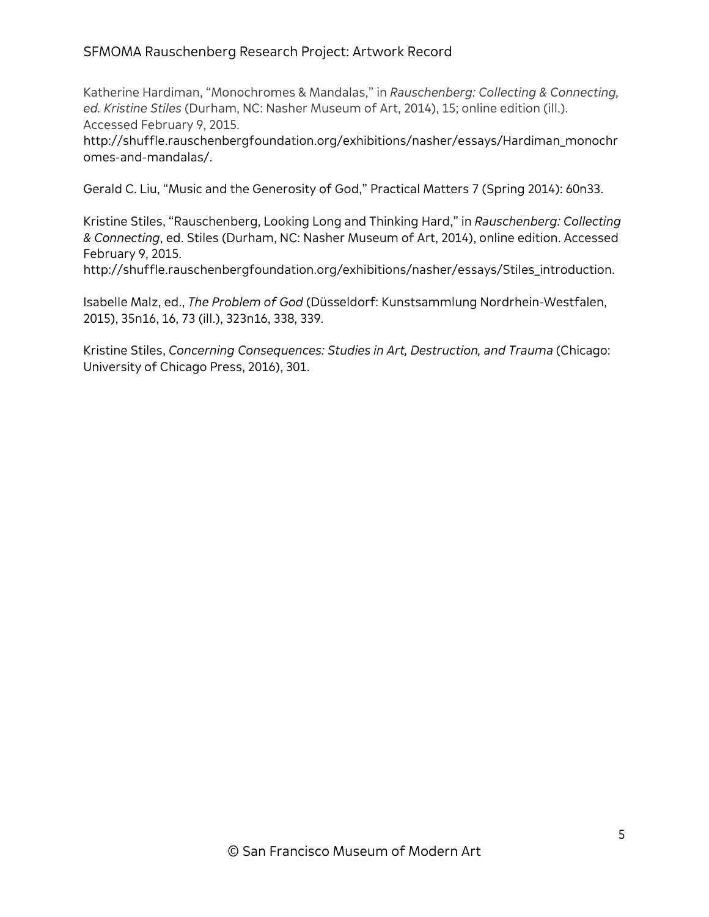Katherine Hardiman, “Monochromes & Mandalas,” in *Rauschenberg: Collecting & Connecting, ed. Kristine Stiles* (Durham, NC: Nasher Museum of Art, 2014), 15; online edition (ill.). Accessed February 9, 2015. http://shuffle.rauschenbergfoundation.org/exhibitions/nasher/essays/Hardiman_monochromes-and-mandalas/.

Gerald C. Liu, “Music and the Generosity of God,” Practical Matters 7 (Spring 2014): 60n33.

Kristine Stiles, “Rauschenberg, Looking Long and Thinking Hard,” in *Rauschenberg: Collecting & Connecting*, ed. Stiles (Durham, NC: Nasher Museum of Art, 2014), online edition. Accessed February 9, 2015. http://shuffle.rauschenbergfoundation.org/exhibitions/nasher/essays/Stiles_introduction.

Isabelle Malz, ed., *The Problem of God* (Düsseldorf: Kunstsammlung Nordrhein-Westfalen, 2015), 35n16, 16, 73 (ill.), 323n16, 338, 339.

Kristine Stiles, *Concerning Consequences: Studies in Art, Destruction, and Trauma* (Chicago: University of Chicago Press, 2016), 301.